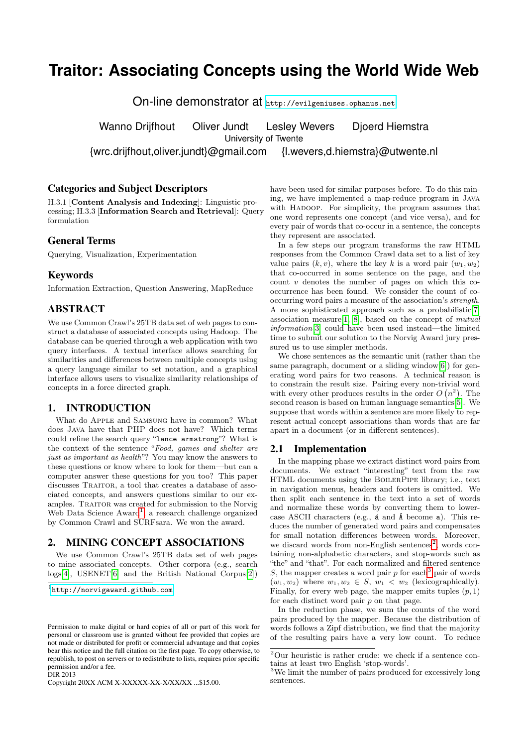# Traitor: Associating Concepts using the World Wide Web

On-line demonstrator at http://evilgeniuses.ophanus.net

Wanno Drijfhout Oliver Jundt Lesley Wevers Djoerd Hiemstra
University of Twente
{wrc.drijfhout,oliver.jundt}@gmail.com {l.wevers,d.hiemstra}@utwente.nl

## Categories and Subject Descriptors

H.3.1 [**Content Analysis and Indexing**]: Linguistic processing; H.3.3 [**Information Search and Retrieval**]: Query formulation

## General Terms

Querying, Visualization, Experimentation

## Keywords

Information Extraction, Question Answering, MapReduce

## ABSTRACT

We use Common Crawl's 25TB data set of web pages to construct a database of associated concepts using Hadoop. The database can be queried through a web application with two query interfaces. A textual interface allows searching for similarities and differences between multiple concepts using a query language similar to set notation, and a graphical interface allows users to visualize similarity relationships of concepts in a force directed graph.

## 1. INTRODUCTION

What do Apple and Samsung have in common? What does Java have that PHP does not have? Which terms could refine the search query "`lance armstrong`"? What is the context of the sentence "*Food, games and shelter are just as important as health*"? You may know the answers to these questions or know where to look for them—but can a computer answer these questions for you too? This paper discusses Traitor, a tool that creates a database of associated concepts, and answers questions similar to our examples. Traitor was created for submission to the Norvig Web Data Science Award[1], a research challenge organized by Common Crawl and SURFsara. We won the award.

## 2. MINING CONCEPT ASSOCIATIONS

We use Common Crawl's 25TB data set of web pages to mine associated concepts. Other corpora (e.g., search logs[4], USENET[6] and the British National Corpus[2]) have been used for similar purposes before. To do this mining, we have implemented a map-reduce program in Java with Hadoop. For simplicity, the program assumes that one word represents one concept (and vice versa), and for every pair of words that co-occur in a sentence, the concepts they represent are associated.

In a few steps our program transforms the raw HTML responses from the Common Crawl data set to a list of key value pairs $(k, v)$, where the key $k$ is a word pair $(w_1, w_2)$ that co-occurred in some sentence on the page, and the count $v$ denotes the number of pages on which this co-occurrence has been found. We consider the count of co-occurring word pairs a measure of the association's *strength*. A more sophisticated approach such as a probabilistic[7] association measure[1, 8], based on the concept of *mutual information*[3] could have been used instead—the limited time to submit our solution to the Norvig Award jury pressured us to use simpler methods.

We chose sentences as the semantic unit (rather than the same paragraph, document or a sliding window[6]) for generating word pairs for two reasons. A technical reason is to constrain the result size. Pairing every non-trivial word with every other produces results in the order $O(n^2)$. The second reason is based on human language semantics[5]. We suppose that words within a sentence are more likely to represent actual concept associations than words that are far apart in a document (or in different sentences).

### 2.1 Implementation

In the mapping phase we extract distinct word pairs from documents. We extract "interesting" text from the raw HTML documents using the BoilerPipe library; i.e., text in navigation menus, headers and footers is omitted. We then split each sentence in the text into a set of words and normalize these words by converting them to lowercase ASCII characters (e.g., `á` and `Á` become `a`). This reduces the number of generated word pairs and compensates for small notation differences between words. Moreover, we discard words from non-English sentences[2], words containing non-alphabetic characters, and stop-words such as "the" and "that". For each normalized and filtered sentence $S$, the mapper creates a word pair $p$ for each[3] pair of words $(w_1, w_2)$ where $w_1, w_2 \in S$, $w_1 < w_2$ (lexicographically). Finally, for every web page, the mapper emits tuples $(p, 1)$ for each distinct word pair $p$ on that page.

In the reduction phase, we sum the counts of the word pairs produced by the mapper. Because the distribution of words follows a Zipf distribution, we find that the majority of the resulting pairs have a very low count. To reduce

[1] http://norvigaward.github.com

[2] Our heuristic is rather crude: we check if a sentence contains at least two English 'stop-words'.

[3] We limit the number of pairs produced for excessively long sentences.

Permission to make digital or hard copies of all or part of this work for personal or classroom use is granted without fee provided that copies are not made or distributed for profit or commercial advantage and that copies bear this notice and the full citation on the first page. To copy otherwise, to republish, to post on servers or to redistribute to lists, requires prior specific permission and/or a fee.
DIR 2013
Copyright 20XX ACM X-XXXXX-XX-X/XX/XX ...$15.00.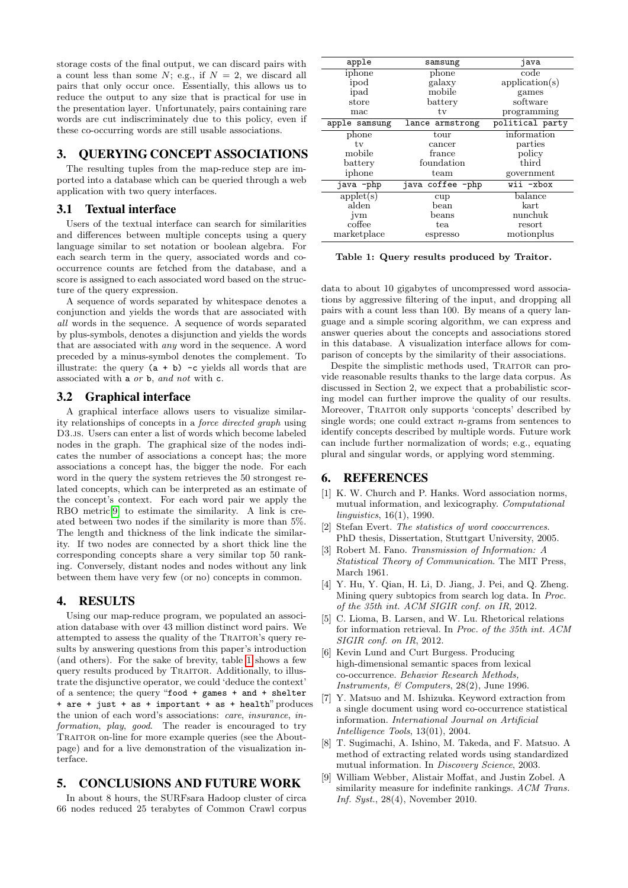storage costs of the final output, we can discard pairs with a count less than some $N$; e.g., if $N = 2$, we discard all pairs that only occur once. Essentially, this allows us to reduce the output to any size that is practical for use in the presentation layer. Unfortunately, pairs containing rare words are cut indiscriminately due to this policy, even if these co-occurring words are still usable associations.

## 3. QUERYING CONCEPT ASSOCIATIONS

The resulting tuples from the map-reduce step are imported into a database which can be queried through a web application with two query interfaces.

### 3.1 Textual interface

Users of the textual interface can search for similarities and differences between multiple concepts using a query language similar to set notation or boolean algebra. For each search term in the query, associated words and co-occurrence counts are fetched from the database, and a score is assigned to each associated word based on the structure of the query expression.

A sequence of words separated by whitespace denotes a conjunction and yields the words that are associated with *all* words in the sequence. A sequence of words separated by plus-symbols, denotes a disjunction and yields the words that are associated with *any* word in the sequence. A word preceded by a minus-symbol denotes the complement. To illustrate: the query `(a + b) -c` yields all words that are associated with `a` *or* `b`, *and not* with `c`.

### 3.2 Graphical interface

A graphical interface allows users to visualize similarity relationships of concepts in a *force directed graph* using D3.js. Users can enter a list of words which become labeled nodes in the graph. The graphical size of the nodes indicates the number of associations a concept has; the more associations a concept has, the bigger the node. For each word in the query the system retrieves the 50 strongest related concepts, which can be interpreted as an estimate of the concept's context. For each word pair we apply the RBO metric[9] to estimate the similarity. A link is created between two nodes if the similarity is more than 5%. The length and thickness of the link indicate the similarity. If two nodes are connected by a short thick line the corresponding concepts share a very similar top 50 ranking. Conversely, distant nodes and nodes without any link between them have very few (or no) concepts in common.

## 4. RESULTS

Using our map-reduce program, we populated an association database with over 43 million distinct word pairs. We attempted to assess the quality of the Traitor's query results by answering questions from this paper's introduction (and others). For the sake of brevity, table 1 shows a few query results produced by Traitor. Additionally, to illustrate the disjunctive operator, we could 'deduce the context' of a sentence; the query "`food + games + and + shelter + are + just + as + important + as + health`" produces the union of each word's associations: *care*, *insurance*, *information*, *play*, *good*. The reader is encouraged to try Traitor on-line for more example queries (see the About-page) and for a live demonstration of the visualization interface.

## 5. CONCLUSIONS AND FUTURE WORK

In about 8 hours, the SURFsara Hadoop cluster of circa 66 nodes reduced 25 terabytes of Common Crawl corpus data to about 10 gigabytes of uncompressed word associations by aggressive filtering of the input, and dropping all pairs with a count less than 100. By means of a query language and a simple scoring algorithm, we can express and answer queries about the concepts and associations stored in this database. A visualization interface allows for comparison of concepts by the similarity of their associations.

Despite the simplistic methods used, Traitor can provide reasonable results thanks to the large data corpus. As discussed in Section 2, we expect that a probabilistic scoring model can further improve the quality of our results. Moreover, Traitor only supports 'concepts' described by single words; one could extract $n$-grams from sentences to identify concepts described by multiple words. Future work can include further normalization of words; e.g., equating plural and singular words, or applying word stemming.

| `apple` | `samsung` | `java` |
|---|---|---|
| iphone | phone | code |
| ipod | galaxy | application(s) |
| ipad | mobile | games |
| store | battery | software |
| mac | tv | programming |
| **`apple samsung`** | **`lance armstrong`** | **`political party`** |
| phone | tour | information |
| tv | cancer | parties |
| mobile | france | policy |
| battery | foundation | third |
| iphone | team | government |
| **`java -php`** | **`java coffee -php`** | **`wii -xbox`** |
| applet(s) | cup | balance |
| alden | bean | kart |
| jvm | beans | nunchuk |
| coffee | tea | resort |
| marketplace | espresso | motionplus |

**Table 1: Query results produced by Traitor.**

## 6. REFERENCES

[1] K. W. Church and P. Hanks. Word association norms, mutual information, and lexicography. *Computational linguistics*, 16(1), 1990.

[2] Stefan Evert. *The statistics of word cooccurrences*. PhD thesis, Dissertation, Stuttgart University, 2005.

[3] Robert M. Fano. *Transmission of Information: A Statistical Theory of Communication*. The MIT Press, March 1961.

[4] Y. Hu, Y. Qian, H. Li, D. Jiang, J. Pei, and Q. Zheng. Mining query subtopics from search log data. In *Proc. of the 35th int. ACM SIGIR conf. on IR*, 2012.

[5] C. Lioma, B. Larsen, and W. Lu. Rhetorical relations for information retrieval. In *Proc. of the 35th int. ACM SIGIR conf. on IR*, 2012.

[6] Kevin Lund and Curt Burgess. Producing high-dimensional semantic spaces from lexical co-occurrence. *Behavior Research Methods, Instruments, & Computers*, 28(2), June 1996.

[7] Y. Matsuo and M. Ishizuka. Keyword extraction from a single document using word co-occurrence statistical information. *International Journal on Artificial Intelligence Tools*, 13(01), 2004.

[8] T. Sugimachi, A. Ishino, M. Takeda, and F. Matsuo. A method of extracting related words using standardized mutual information. In *Discovery Science*, 2003.

[9] William Webber, Alistair Moffat, and Justin Zobel. A similarity measure for indefinite rankings. *ACM Trans. Inf. Syst.*, 28(4), November 2010.